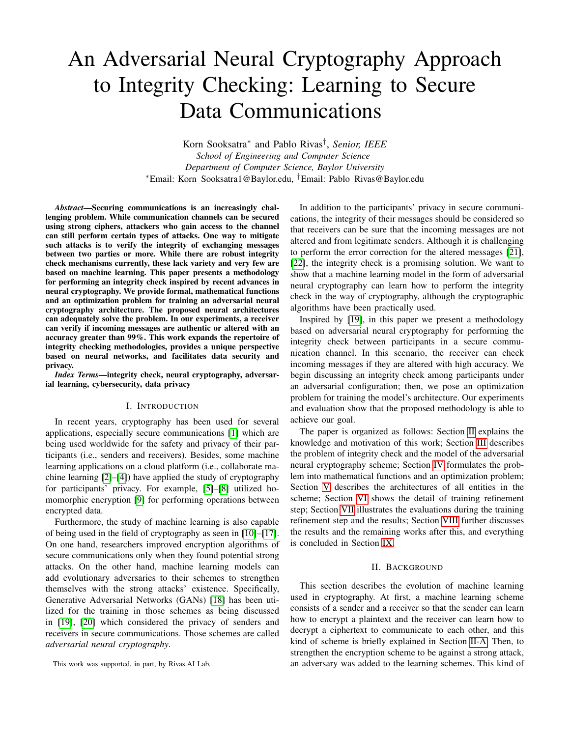# An Adversarial Neural Cryptography Approach to Integrity Checking: Learning to Secure Data Communications

Korn Sooksatra[*] and Pablo Rivas[†], *Senior, IEEE*
*School of Engineering and Computer Science*
*Department of Computer Science, Baylor University*
[*]Email: Korn_Sooksatra1@Baylor.edu, [†]Email: Pablo_Rivas@Baylor.edu

***Abstract*—Securing communications is an increasingly challenging problem. While communication channels can be secured using strong ciphers, attackers who gain access to the channel can still perform certain types of attacks. One way to mitigate such attacks is to verify the integrity of exchanging messages between two parties or more. While there are robust integrity check mechanisms currently, these lack variety and very few are based on machine learning. This paper presents a methodology for performing an integrity check inspired by recent advances in neural cryptography. We provide formal, mathematical functions and an optimization problem for training an adversarial neural cryptography architecture. The proposed neural architectures can adequately solve the problem. In our experiments, a receiver can verify if incoming messages are authentic or altered with an accuracy greater than 99%. This work expands the repertoire of integrity checking methodologies, provides a unique perspective based on neural networks, and facilitates data security and privacy.**

***Index Terms*—integrity check, neural cryptography, adversarial learning, cybersecurity, data privacy**

## I. Introduction

In recent years, cryptography has been used for several applications, especially secure communications [1] which are being used worldwide for the safety and privacy of their participants (i.e., senders and receivers). Besides, some machine learning applications on a cloud platform (i.e., collaborate machine learning [2]–[4]) have applied the study of cryptography for participants' privacy. For example, [5]–[8] utilized homomorphic encryption [9] for performing operations between encrypted data.

Furthermore, the study of machine learning is also capable of being used in the field of cryptography as seen in [10]–[17]. On one hand, researchers improved encryption algorithms of secure communications only when they found potential strong attacks. On the other hand, machine learning models can add evolutionary adversaries to their schemes to strengthen themselves with the strong attacks' existence. Specifically, Generative Adversarial Networks (GANs) [18] has been utilized for the training in those schemes as being discussed in [19], [20] which considered the privacy of senders and receivers in secure communications. Those schemes are called *adversarial neural cryptography*.

In addition to the participants' privacy in secure communications, the integrity of their messages should be considered so that receivers can be sure that the incoming messages are not altered and from legitimate senders. Although it is challenging to perform the error correction for the altered messages [21], [22], the integrity check is a promising solution. We want to show that a machine learning model in the form of adversarial neural cryptography can learn how to perform the integrity check in the way of cryptography, although the cryptographic algorithms have been practically used.

Inspired by [19], in this paper we present a methodology based on adversarial neural cryptography for performing the integrity check between participants in a secure communication channel. In this scenario, the receiver can check incoming messages if they are altered with high accuracy. We begin discussing an integrity check among participants under an adversarial configuration; then, we pose an optimization problem for training the model's architecture. Our experiments and evaluation show that the proposed methodology is able to achieve our goal.

The paper is organized as follows: Section II explains the knowledge and motivation of this work; Section III describes the problem of integrity check and the model of the adversarial neural cryptography scheme; Section IV formulates the problem into mathematical functions and an optimization problem; Section V describes the architectures of all entities in the scheme; Section VI shows the detail of training refinement step; Section VII illustrates the evaluations during the training refinement step and the results; Section VIII further discusses the results and the remaining works after this, and everything is concluded in Section IX.

## II. Background

This section describes the evolution of machine learning used in cryptography. At first, a machine learning scheme consists of a sender and a receiver so that the sender can learn how to encrypt a plaintext and the receiver can learn how to decrypt a ciphertext to communicate to each other, and this kind of scheme is briefly explained in Section II-A. Then, to strengthen the encryption scheme to be against a strong attack, an adversary was added to the learning schemes. This kind of

This work was supported, in part, by Rivas.AI Lab.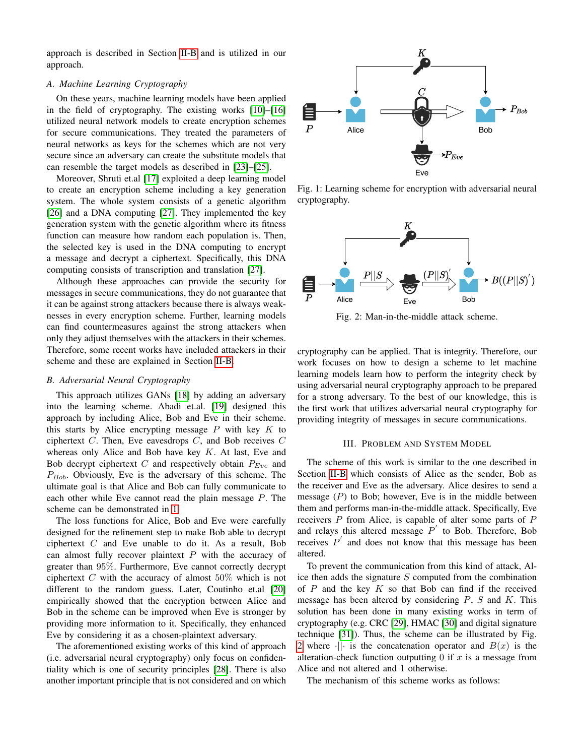approach is described in Section II-B and is utilized in our approach.

### A. Machine Learning Cryptography

On these years, machine learning models have been applied in the field of cryptography. The existing works [10]–[16] utilized neural network models to create encryption schemes for secure communications. They treated the parameters of neural networks as keys for the schemes which are not very secure since an adversary can create the substitute models that can resemble the target models as described in [23]–[25].

Moreover, Shruti et.al [17] exploited a deep learning model to create an encryption scheme including a key generation system. The whole system consists of a genetic algorithm [26] and a DNA computing [27]. They implemented the key generation system with the genetic algorithm where its fitness function can measure how random each population is. Then, the selected key is used in the DNA computing to encrypt a message and decrypt a ciphertext. Specifically, this DNA computing consists of transcription and translation [27].

Although these approaches can provide the security for messages in secure communications, they do not guarantee that it can be against strong attackers because there is always weaknesses in every encryption scheme. Further, learning models can find countermeasures against the strong attackers when only they adjust themselves with the attackers in their schemes. Therefore, some recent works have included attackers in their scheme and these are explained in Section II-B.

### B. Adversarial Neural Cryptography

This approach utilizes GANs [18] by adding an adversary into the learning scheme. Abadi et.al. [19] designed this approach by including Alice, Bob and Eve in their scheme. this starts by Alice encrypting message $P$ with key $K$ to ciphertext $C$. Then, Eve eavesdrops $C$, and Bob receives $C$ whereas only Alice and Bob have key $K$. At last, Eve and Bob decrypt ciphertext $C$ and respectively obtain $P_{Eve}$ and $P_{Bob}$. Obviously, Eve is the adversary of this scheme. The ultimate goal is that Alice and Bob can fully communicate to each other while Eve cannot read the plain message $P$. The scheme can be demonstrated in 1.

The loss functions for Alice, Bob and Eve were carefully designed for the refinement step to make Bob able to decrypt ciphertext $C$ and Eve unable to do it. As a result, Bob can almost fully recover plaintext $P$ with the accuracy of greater than 95%. Furthermore, Eve cannot correctly decrypt ciphertext $C$ with the accuracy of almost 50% which is not different to the random guess. Later, Coutinho et.al [20] empirically showed that the encryption between Alice and Bob in the scheme can be improved when Eve is stronger by providing more information to it. Specifically, they enhanced Eve by considering it as a chosen-plaintext adversary.

The aforementioned existing works of this kind of approach (i.e. adversarial neural cryptography) only focus on confidentiality which is one of security principles [28]. There is also another important principle that is not considered and on which

Fig. 1: Learning scheme for encryption with adversarial neural cryptography.

Fig. 2: Man-in-the-middle attack scheme.

cryptography can be applied. That is integrity. Therefore, our work focuses on how to design a scheme to let machine learning models learn how to perform the integrity check by using adversarial neural cryptography approach to be prepared for a strong adversary. To the best of our knowledge, this is the first work that utilizes adversarial neural cryptography for providing integrity of messages in secure communications.

## III. Problem and System Model

The scheme of this work is similar to the one described in Section II-B which consists of Alice as the sender, Bob as the receiver and Eve as the adversary. Alice desires to send a message ($P$) to Bob; however, Eve is in the middle between them and performs man-in-the-middle attack. Specifically, Eve receivers $P$ from Alice, is capable of alter some parts of $P$ and relays this altered message $P^{'}$ to Bob. Therefore, Bob receives $P^{'}$ and does not know that this message has been altered.

To prevent the communication from this kind of attack, Alice then adds the signature $S$ computed from the combination of $P$ and the key $K$ so that Bob can find if the received message has been altered by considering $P$, $S$ and $K$. This solution has been done in many existing works in term of cryptography (e.g. CRC [29], HMAC [30] and digital signature technique [31]). Thus, the scheme can be illustrated by Fig. 2 where $\cdot||\cdot$ is the concatenation operator and $B(x)$ is the alteration-check function outputting 0 if $x$ is a message from Alice and not altered and 1 otherwise.

The mechanism of this scheme works as follows: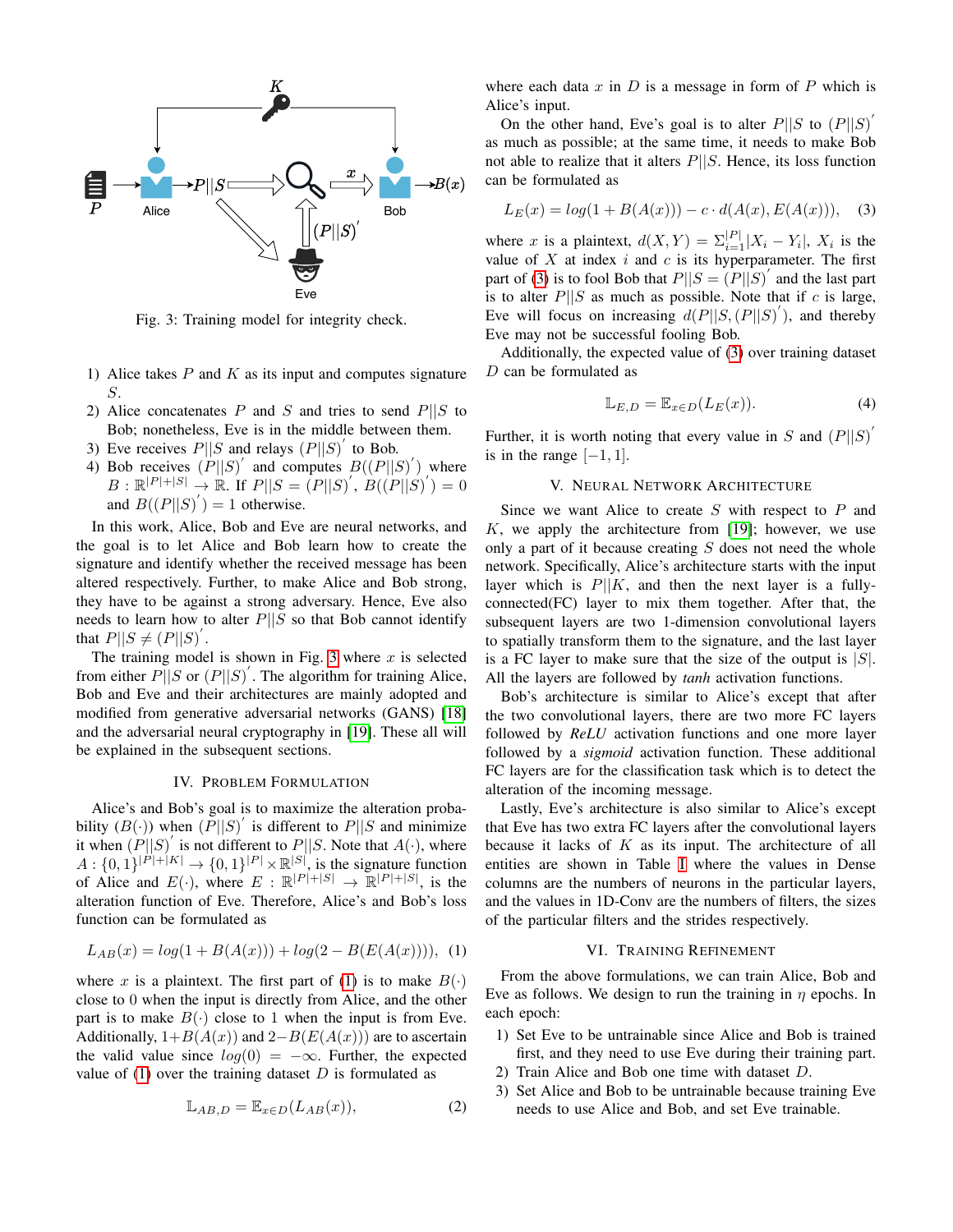Fig. 3: Training model for integrity check.

1) Alice takes $P$ and $K$ as its input and computes signature $S$.
2) Alice concatenates $P$ and $S$ and tries to send $P||S$ to Bob; nonetheless, Eve is in the middle between them.
3) Eve receives $P||S$ and relays $(P||S)^{'}$ to Bob.
4) Bob receives $(P||S)^{'}$ and computes $B((P||S)^{'})$ where $B : \mathbb{R}^{|P|+|S|} \rightarrow \mathbb{R}$. If $P||S = (P||S)^{'}$, $B((P||S)^{'}) = 0$ and $B((P||S)^{'}) = 1$ otherwise.

In this work, Alice, Bob and Eve are neural networks, and the goal is to let Alice and Bob learn how to create the signature and identify whether the received message has been altered respectively. Further, to make Alice and Bob strong, they have to be against a strong adversary. Hence, Eve also needs to learn how to alter $P||S$ so that Bob cannot identify that $P||S \neq (P||S)^{'}$.

The training model is shown in Fig. 3 where $x$ is selected from either $P||S$ or $(P||S)^{'}$. The algorithm for training Alice, Bob and Eve and their architectures are mainly adopted and modified from generative adversarial networks (GANS) [18] and the adversarial neural cryptography in [19]. These all will be explained in the subsequent sections.

## IV. Problem Formulation

Alice's and Bob's goal is to maximize the alteration probability ($B(\cdot)$) when $(P||S)^{'}$ is different to $P||S$ and minimize it when $(P||S)^{'}$ is not different to $P||S$. Note that $A(\cdot)$, where $A : \{0,1\}^{|P|+|K|} \rightarrow \{0,1\}^{|P|} \times \mathbb{R}^{|S|}$, is the signature function of Alice and $E(\cdot)$, where $E : \mathbb{R}^{|P|+|S|} \rightarrow \mathbb{R}^{|P|+|S|}$, is the alteration function of Eve. Therefore, Alice's and Bob's loss function can be formulated as

$$L_{AB}(x) = log(1 + B(A(x))) + log(2 - B(E(A(x)))), \quad (1)$$

where $x$ is a plaintext. The first part of (1) is to make $B(\cdot)$ close to 0 when the input is directly from Alice, and the other part is to make $B(\cdot)$ close to 1 when the input is from Eve. Additionally, $1+B(A(x))$ and $2-B(E(A(x)))$ are to ascertain the valid value since $log(0) = -\infty$. Further, the expected value of (1) over the training dataset $D$ is formulated as

$$\mathbb{L}_{AB,D} = \mathbb{E}_{x \in D}(L_{AB}(x)), \quad (2)$$

where each data $x$ in $D$ is a message in form of $P$ which is Alice's input.

On the other hand, Eve's goal is to alter $P||S$ to $(P||S)^{'}$ as much as possible; at the same time, it needs to make Bob not able to realize that it alters $P||S$. Hence, its loss function can be formulated as

$$L_E(x) = log(1 + B(A(x))) - c \cdot d(A(x), E(A(x))), \quad (3)$$

where $x$ is a plaintext, $d(X, Y) = \Sigma_{i=1}^{|P|}|X_i - Y_i|$, $X_i$ is the value of $X$ at index $i$ and $c$ is its hyperparameter. The first part of (3) is to fool Bob that $P||S = (P||S)^{'}$ and the last part is to alter $P||S$ as much as possible. Note that if $c$ is large, Eve will focus on increasing $d(P||S, (P||S)^{'})$, and thereby Eve may not be successful fooling Bob.

Additionally, the expected value of (3) over training dataset $D$ can be formulated as

$$\mathbb{L}_{E,D} = \mathbb{E}_{x \in D}(L_E(x)). \quad (4)$$

Further, it is worth noting that every value in $S$ and $(P||S)^{'}$ is in the range $[-1, 1]$.

## V. Neural Network Architecture

Since we want Alice to create $S$ with respect to $P$ and $K$, we apply the architecture from [19]; however, we use only a part of it because creating $S$ does not need the whole network. Specifically, Alice's architecture starts with the input layer which is $P||K$, and then the next layer is a fully-connected(FC) layer to mix them together. After that, the subsequent layers are two 1-dimension convolutional layers to spatially transform them to the signature, and the last layer is a FC layer to make sure that the size of the output is $|S|$. All the layers are followed by *tanh* activation functions.

Bob's architecture is similar to Alice's except that after the two convolutional layers, there are two more FC layers followed by *ReLU* activation functions and one more layer followed by a *sigmoid* activation function. These additional FC layers are for the classification task which is to detect the alteration of the incoming message.

Lastly, Eve's architecture is also similar to Alice's except that Eve has two extra FC layers after the convolutional layers because it lacks of $K$ as its input. The architecture of all entities are shown in Table I where the values in Dense columns are the numbers of neurons in the particular layers, and the values in 1D-Conv are the numbers of filters, the sizes of the particular filters and the strides respectively.

## VI. Training Refinement

From the above formulations, we can train Alice, Bob and Eve as follows. We design to run the training in $\eta$ epochs. In each epoch:

1) Set Eve to be untrainable since Alice and Bob is trained first, and they need to use Eve during their training part.
2) Train Alice and Bob one time with dataset $D$.
3) Set Alice and Bob to be untrainable because training Eve needs to use Alice and Bob, and set Eve trainable.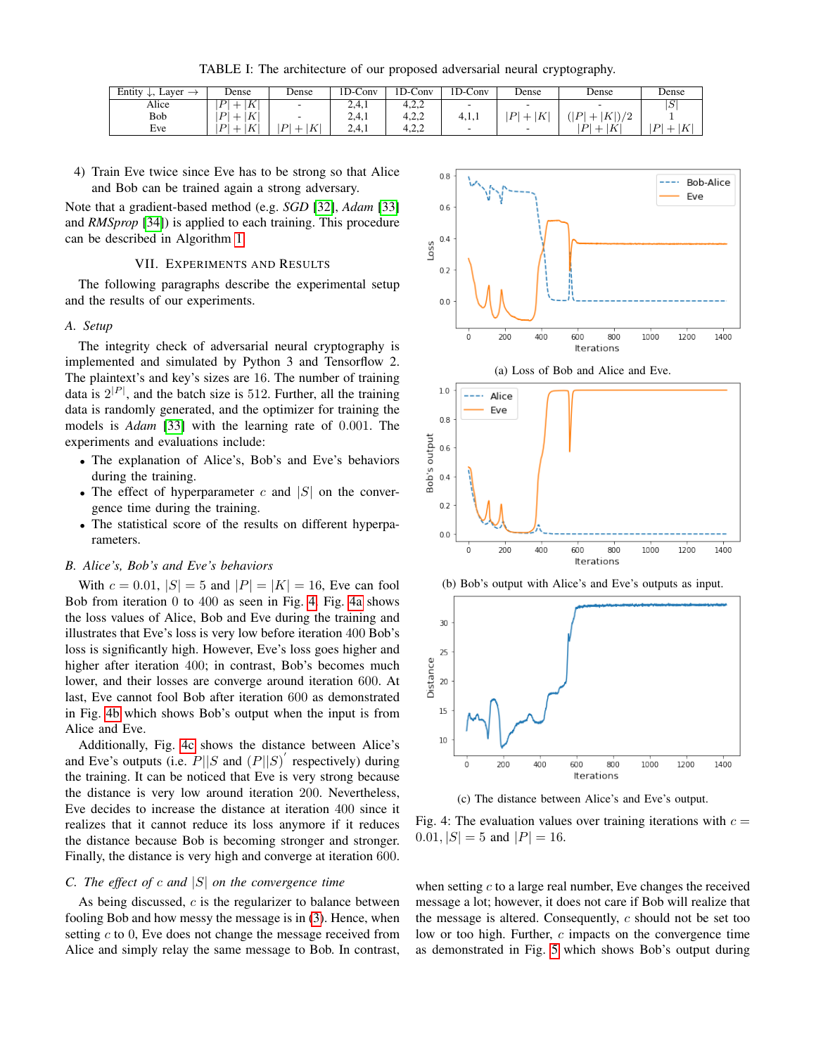TABLE I: The architecture of our proposed adversarial neural cryptography.

| Entity ↓, Layer → | Dense | Dense | 1D-Conv | 1D-Conv | 1D-Conv | Dense | Dense | Dense |
|---|---|---|---|---|---|---|---|---|
| Alice | $\|P\|+\|K\|$ | - | 2,4,1 | 4,2,2 | - | - | - | $\|S\|$ |
| Bob | $\|P\|+\|K\|$ | - | 2,4,1 | 4,2,2 | 4,1,1 | $\|P\|+\|K\|$ | $(\|P\|+\|K\|)/2$ | 1 |
| Eve | $\|P\|+\|K\|$ | $\|P\|+\|K\|$ | 2,4,1 | 4,2,2 | - | - | $\|P\|+\|K\|$ | $\|P\|+\|K\|$ |

4) Train Eve twice since Eve has to be strong so that Alice and Bob can be trained again a strong adversary.

Note that a gradient-based method (e.g. *SGD* [32], *Adam* [33] and *RMSprop* [34]) is applied to each training. This procedure can be described in Algorithm 1.

## VII. Experiments and Results

The following paragraphs describe the experimental setup and the results of our experiments.

### A. Setup

The integrity check of adversarial neural cryptography is implemented and simulated by Python 3 and Tensorflow 2. The plaintext's and key's sizes are 16. The number of training data is $2^{|P|}$, and the batch size is 512. Further, all the training data is randomly generated, and the optimizer for training the models is *Adam* [33] with the learning rate of 0.001. The experiments and evaluations include:

- The explanation of Alice's, Bob's and Eve's behaviors during the training.
- The effect of hyperparameter $c$ and $|S|$ on the convergence time during the training.
- The statistical score of the results on different hyperparameters.

### B. Alice's, Bob's and Eve's behaviors

With $c = 0.01$, $|S| = 5$ and $|P| = |K| = 16$, Eve can fool Bob from iteration 0 to 400 as seen in Fig. 4. Fig. 4a shows the loss values of Alice, Bob and Eve during the training and illustrates that Eve's loss is very low before iteration 400 Bob's loss is significantly high. However, Eve's loss goes higher and higher after iteration 400; in contrast, Bob's becomes much lower, and their losses are converge around iteration 600. At last, Eve cannot fool Bob after iteration 600 as demonstrated in Fig. 4b which shows Bob's output when the input is from Alice and Eve.

Additionally, Fig. 4c shows the distance between Alice's and Eve's outputs (i.e. $P||S$ and $(P||S)'$ respectively) during the training. It can be noticed that Eve is very strong because the distance is very low around iteration 200. Nevertheless, Eve decides to increase the distance at iteration 400 since it realizes that it cannot reduce its loss anymore if it reduces the distance because Bob is becoming stronger and stronger. Finally, the distance is very high and converge at iteration 600.

### C. The effect of $c$ and $|S|$ on the convergence time

As being discussed, $c$ is the regularizer to balance between fooling Bob and how messy the message is in (3). Hence, when setting $c$ to 0, Eve does not change the message received from Alice and simply relay the same message to Bob. In contrast, when setting $c$ to a large real number, Eve changes the received message a lot; however, it does not care if Bob will realize that the message is altered. Consequently, $c$ should not be set too low or too high. Further, $c$ impacts on the convergence time as demonstrated in Fig. 5 which shows Bob's output during

(a) Loss of Bob and Alice and Eve.

(b) Bob's output with Alice's and Eve's outputs as input.

(c) The distance between Alice's and Eve's output.

Fig. 4: The evaluation values over training iterations with $c = 0.01$, $|S| = 5$ and $|P| = 16$.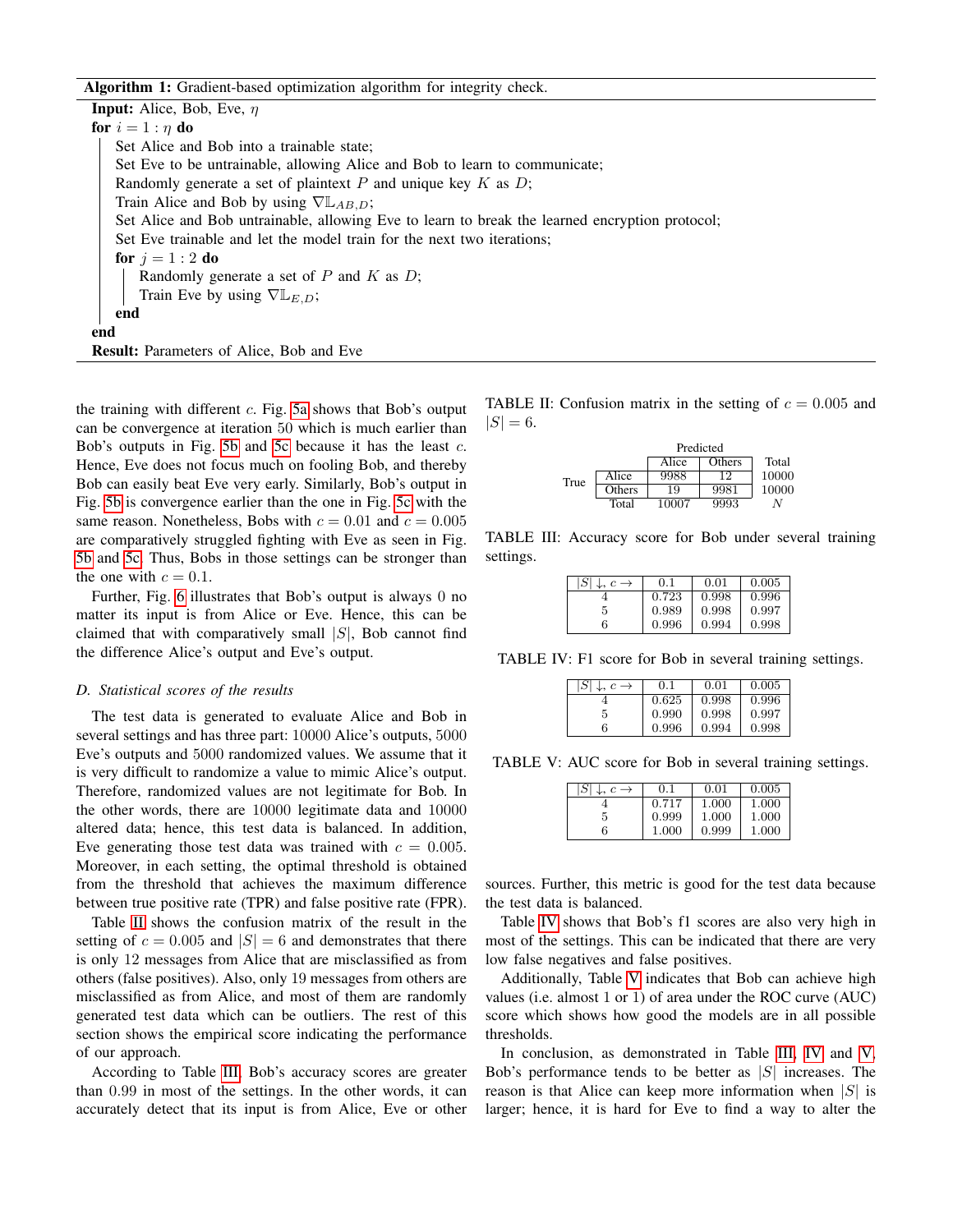**Algorithm 1:** Gradient-based optimization algorithm for integrity check.

```
Input: Alice, Bob, Eve, η
for i = 1 : η do
    Set Alice and Bob into a trainable state;
    Set Eve to be untrainable, allowing Alice and Bob to learn to communicate;
    Randomly generate a set of plaintext P and unique key K as D;
    Train Alice and Bob by using ∇L_{AB,D};
    Set Alice and Bob untrainable, allowing Eve to learn to break the learned encryption protocol;
    Set Eve trainable and let the model train for the next two iterations;
    for j = 1 : 2 do
        Randomly generate a set of P and K as D;
        Train Eve by using ∇L_{E,D};
    end
end
Result: Parameters of Alice, Bob and Eve
```

the training with different $c$. Fig. 5a shows that Bob's output can be convergence at iteration 50 which is much earlier than Bob's outputs in Fig. 5b and 5c because it has the least $c$. Hence, Eve does not focus much on fooling Bob, and thereby Bob can easily beat Eve very early. Similarly, Bob's output in Fig. 5b is convergence earlier than the one in Fig. 5c with the same reason. Nonetheless, Bobs with $c = 0.01$ and $c = 0.005$ are comparatively struggled fighting with Eve as seen in Fig. 5b and 5c. Thus, Bobs in those settings can be stronger than the one with $c = 0.1$.

Further, Fig. 6 illustrates that Bob's output is always 0 no matter its input is from Alice or Eve. Hence, this can be claimed that with comparatively small $|S|$, Bob cannot find the difference Alice's output and Eve's output.

### D. Statistical scores of the results

The test data is generated to evaluate Alice and Bob in several settings and has three part: 10000 Alice's outputs, 5000 Eve's outputs and 5000 randomized values. We assume that it is very difficult to randomize a value to mimic Alice's output. Therefore, randomized values are not legitimate for Bob. In the other words, there are 10000 legitimate data and 10000 altered data; hence, this test data is balanced. In addition, Eve generating those test data was trained with $c = 0.005$. Moreover, in each setting, the optimal threshold is obtained from the threshold that achieves the maximum difference between true positive rate (TPR) and false positive rate (FPR).

Table II shows the confusion matrix of the result in the setting of $c = 0.005$ and $|S| = 6$ and demonstrates that there is only 12 messages from Alice that are misclassified as from others (false positives). Also, only 19 messages from others are misclassified as from Alice, and most of them are randomly generated test data which can be outliers. The rest of this section shows the empirical score indicating the performance of our approach.

According to Table III, Bob's accuracy scores are greater than 0.99 in most of the settings. In the other words, it can accurately detect that its input is from Alice, Eve or other sources. Further, this metric is good for the test data because the test data is balanced.

Table IV shows that Bob's f1 scores are also very high in most of the settings. This can be indicated that there are very low false negatives and false positives.

Additionally, Table V indicates that Bob can achieve high values (i.e. almost 1 or 1) of area under the ROC curve (AUC) score which shows how good the models are in all possible thresholds.

In conclusion, as demonstrated in Table III, IV and V, Bob's performance tends to be better as $|S|$ increases. The reason is that Alice can keep more information when $|S|$ is larger; hence, it is hard for Eve to find a way to alter the

TABLE II: Confusion matrix in the setting of $c = 0.005$ and $|S| = 6$.

| | | Predicted | | |
|---|---|---|---|---|
| | | Alice | Others | Total |
| True | Alice | 9988 | 12 | 10000 |
| | Others | 19 | 9981 | 10000 |
| | Total | 10007 | 9993 | $N$ |

TABLE III: Accuracy score for Bob under several training settings.

| $\lvert S\rvert \downarrow, c \rightarrow$ | 0.1 | 0.01 | 0.005 |
|---|---|---|---|
| 4 | 0.723 | 0.998 | 0.996 |
| 5 | 0.989 | 0.998 | 0.997 |
| 6 | 0.996 | 0.994 | 0.998 |

TABLE IV: F1 score for Bob in several training settings.

| $\lvert S\rvert \downarrow, c \rightarrow$ | 0.1 | 0.01 | 0.005 |
|---|---|---|---|
| 4 | 0.625 | 0.998 | 0.996 |
| 5 | 0.990 | 0.998 | 0.997 |
| 6 | 0.996 | 0.994 | 0.998 |

TABLE V: AUC score for Bob in several training settings.

| $\lvert S\rvert \downarrow, c \rightarrow$ | 0.1 | 0.01 | 0.005 |
|---|---|---|---|
| 4 | 0.717 | 1.000 | 1.000 |
| 5 | 0.999 | 1.000 | 1.000 |
| 6 | 1.000 | 0.999 | 1.000 |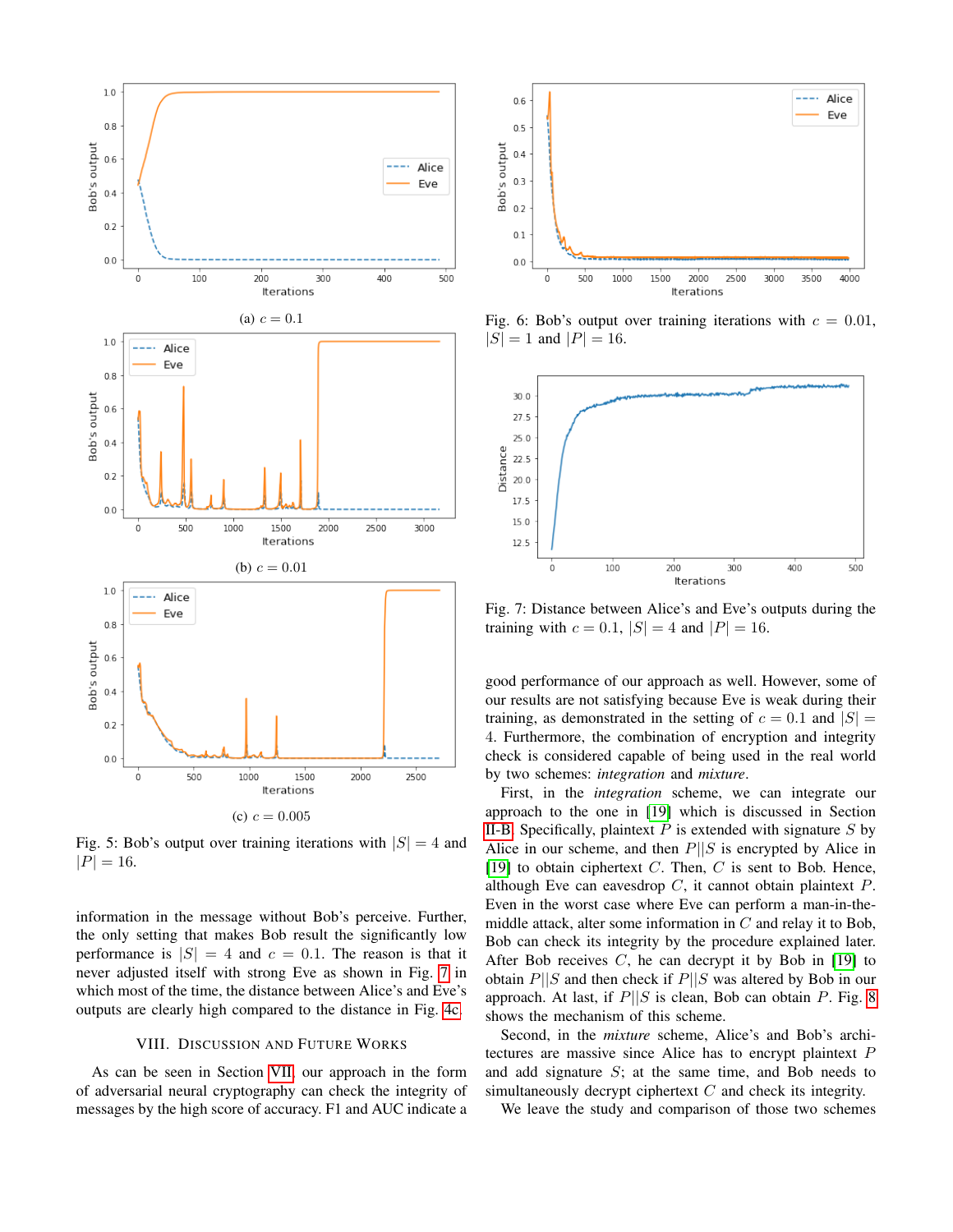(a) $c = 0.1$

(b) $c = 0.01$

(c) $c = 0.005$

Fig. 5: Bob's output over training iterations with $|S| = 4$ and $|P| = 16$.

information in the message without Bob's perceive. Further, the only setting that makes Bob result the significantly low performance is $|S| = 4$ and $c = 0.1$. The reason is that it never adjusted itself with strong Eve as shown in Fig. 7 in which most of the time, the distance between Alice's and Eve's outputs are clearly high compared to the distance in Fig. 4c.

## VIII. Discussion and Future Works

As can be seen in Section VII, our approach in the form of adversarial neural cryptography can check the integrity of messages by the high score of accuracy. F1 and AUC indicate a good performance of our approach as well. However, some of our results are not satisfying because Eve is weak during their training, as demonstrated in the setting of $c = 0.1$ and $|S| = 4$. Furthermore, the combination of encryption and integrity check is considered capable of being used in the real world by two schemes: *integration* and *mixture*.

First, in the *integration* scheme, we can integrate our approach to the one in [19] which is discussed in Section II-B. Specifically, plaintext $P$ is extended with signature $S$ by Alice in our scheme, and then $P||S$ is encrypted by Alice in [19] to obtain ciphertext $C$. Then, $C$ is sent to Bob. Hence, although Eve can eavesdrop $C$, it cannot obtain plaintext $P$. Even in the worst case where Eve can perform a man-in-the-middle attack, alter some information in $C$ and relay it to Bob, Bob can check its integrity by the procedure explained later. After Bob receives $C$, he can decrypt it by Bob in [19] to obtain $P||S$ and then check if $P||S$ was altered by Bob in our approach. At last, if $P||S$ is clean, Bob can obtain $P$. Fig. 8 shows the mechanism of this scheme.

Second, in the *mixture* scheme, Alice's and Bob's architectures are massive since Alice has to encrypt plaintext $P$ and add signature $S$; at the same time, and Bob needs to simultaneously decrypt ciphertext $C$ and check its integrity.

We leave the study and comparison of those two schemes

Fig. 6: Bob's output over training iterations with $c = 0.01$, $|S| = 1$ and $|P| = 16$.

Fig. 7: Distance between Alice's and Eve's outputs during the training with $c = 0.1$, $|S| = 4$ and $|P| = 16$.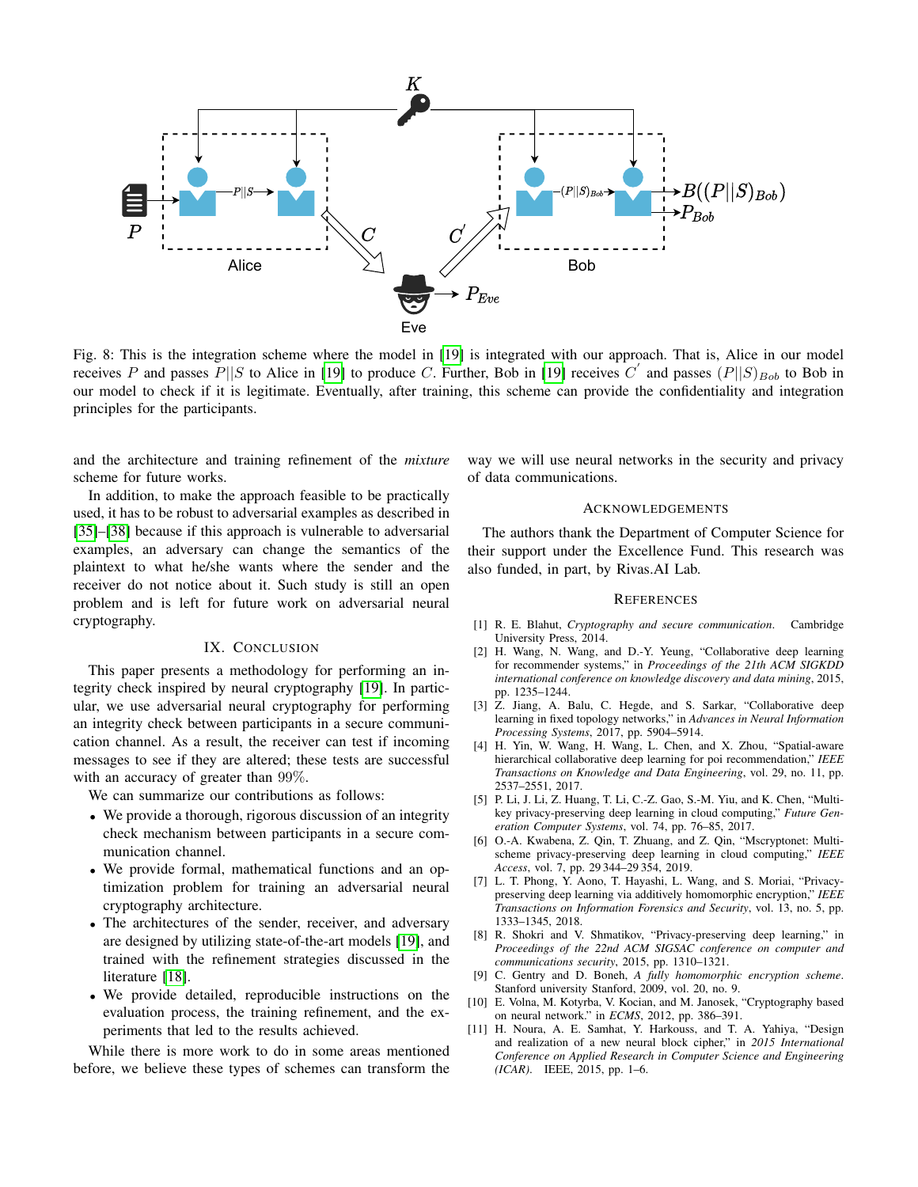Fig. 8: This is the integration scheme where the model in [19] is integrated with our approach. That is, Alice in our model receives $P$ and passes $P||S$ to Alice in [19] to produce $C$. Further, Bob in [19] receives $C'$ and passes $(P||S)_{Bob}$ to Bob in our model to check if it is legitimate. Eventually, after training, this scheme can provide the confidentiality and integration principles for the participants.

and the architecture and training refinement of the *mixture* scheme for future works.

In addition, to make the approach feasible to be practically used, it has to be robust to adversarial examples as described in [35]–[38] because if this approach is vulnerable to adversarial examples, an adversary can change the semantics of the plaintext to what he/she wants where the sender and the receiver do not notice about it. Such study is still an open problem and is left for future work on adversarial neural cryptography.

## IX. Conclusion

This paper presents a methodology for performing an integrity check inspired by neural cryptography [19]. In particular, we use adversarial neural cryptography for performing an integrity check between participants in a secure communication channel. As a result, the receiver can test if incoming messages to see if they are altered; these tests are successful with an accuracy of greater than 99%.

We can summarize our contributions as follows:

- We provide a thorough, rigorous discussion of an integrity check mechanism between participants in a secure communication channel.
- We provide formal, mathematical functions and an optimization problem for training an adversarial neural cryptography architecture.
- The architectures of the sender, receiver, and adversary are designed by utilizing state-of-the-art models [19], and trained with the refinement strategies discussed in the literature [18].
- We provide detailed, reproducible instructions on the evaluation process, the training refinement, and the experiments that led to the results achieved.

While there is more work to do in some areas mentioned before, we believe these types of schemes can transform the way we will use neural networks in the security and privacy of data communications.

## Acknowledgements

The authors thank the Department of Computer Science for their support under the Excellence Fund. This research was also funded, in part, by Rivas.AI Lab.

## References

[1] R. E. Blahut, *Cryptography and secure communication*. Cambridge University Press, 2014.

[2] H. Wang, N. Wang, and D.-Y. Yeung, "Collaborative deep learning for recommender systems," in *Proceedings of the 21th ACM SIGKDD international conference on knowledge discovery and data mining*, 2015, pp. 1235–1244.

[3] Z. Jiang, A. Balu, C. Hegde, and S. Sarkar, "Collaborative deep learning in fixed topology networks," in *Advances in Neural Information Processing Systems*, 2017, pp. 5904–5914.

[4] H. Yin, W. Wang, H. Wang, L. Chen, and X. Zhou, "Spatial-aware hierarchical collaborative deep learning for poi recommendation," *IEEE Transactions on Knowledge and Data Engineering*, vol. 29, no. 11, pp. 2537–2551, 2017.

[5] P. Li, J. Li, Z. Huang, T. Li, C.-Z. Gao, S.-M. Yiu, and K. Chen, "Multi-key privacy-preserving deep learning in cloud computing," *Future Generation Computer Systems*, vol. 74, pp. 76–85, 2017.

[6] O.-A. Kwabena, Z. Qin, T. Zhuang, and Z. Qin, "Mscryptonet: Multi-scheme privacy-preserving deep learning in cloud computing," *IEEE Access*, vol. 7, pp. 29 344–29 354, 2019.

[7] L. T. Phong, Y. Aono, T. Hayashi, L. Wang, and S. Moriai, "Privacy-preserving deep learning via additively homomorphic encryption," *IEEE Transactions on Information Forensics and Security*, vol. 13, no. 5, pp. 1333–1345, 2018.

[8] R. Shokri and V. Shmatikov, "Privacy-preserving deep learning," in *Proceedings of the 22nd ACM SIGSAC conference on computer and communications security*, 2015, pp. 1310–1321.

[9] C. Gentry and D. Boneh, *A fully homomorphic encryption scheme*. Stanford university Stanford, 2009, vol. 20, no. 9.

[10] E. Volna, M. Kotyrba, V. Kocian, and M. Janosek, "Cryptography based on neural network." in *ECMS*, 2012, pp. 386–391.

[11] H. Noura, A. E. Samhat, Y. Harkouss, and T. A. Yahiya, "Design and realization of a new neural block cipher," in *2015 International Conference on Applied Research in Computer Science and Engineering (ICAR)*. IEEE, 2015, pp. 1–6.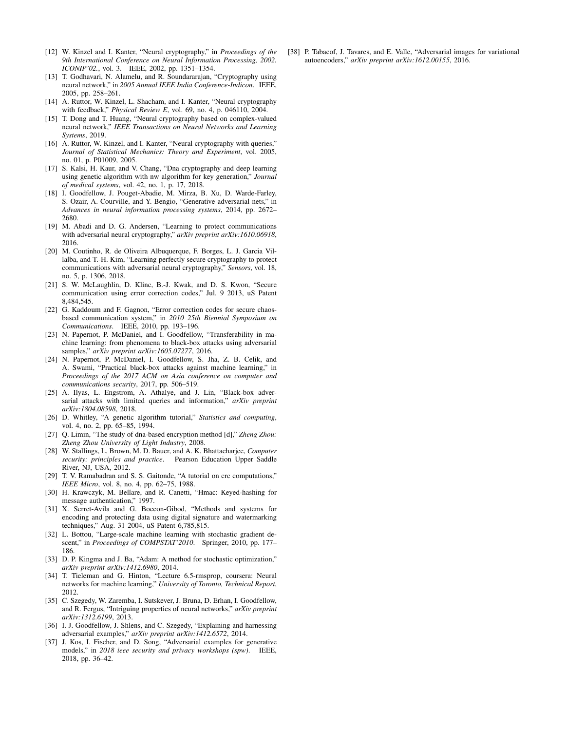[12] W. Kinzel and I. Kanter, "Neural cryptography," in *Proceedings of the 9th International Conference on Neural Information Processing, 2002. ICONIP'02.*, vol. 3. IEEE, 2002, pp. 1351–1354.

[13] T. Godhavari, N. Alamelu, and R. Soundararajan, "Cryptography using neural network," in *2005 Annual IEEE India Conference-Indicon*. IEEE, 2005, pp. 258–261.

[14] A. Ruttor, W. Kinzel, L. Shacham, and I. Kanter, "Neural cryptography with feedback," *Physical Review E*, vol. 69, no. 4, p. 046110, 2004.

[15] T. Dong and T. Huang, "Neural cryptography based on complex-valued neural network," *IEEE Transactions on Neural Networks and Learning Systems*, 2019.

[16] A. Ruttor, W. Kinzel, and I. Kanter, "Neural cryptography with queries," *Journal of Statistical Mechanics: Theory and Experiment*, vol. 2005, no. 01, p. P01009, 2005.

[17] S. Kalsi, H. Kaur, and V. Chang, "Dna cryptography and deep learning using genetic algorithm with nw algorithm for key generation," *Journal of medical systems*, vol. 42, no. 1, p. 17, 2018.

[18] I. Goodfellow, J. Pouget-Abadie, M. Mirza, B. Xu, D. Warde-Farley, S. Ozair, A. Courville, and Y. Bengio, "Generative adversarial nets," in *Advances in neural information processing systems*, 2014, pp. 2672–2680.

[19] M. Abadi and D. G. Andersen, "Learning to protect communications with adversarial neural cryptography," *arXiv preprint arXiv:1610.06918*, 2016.

[20] M. Coutinho, R. de Oliveira Albuquerque, F. Borges, L. J. Garcia Villalba, and T.-H. Kim, "Learning perfectly secure cryptography to protect communications with adversarial neural cryptography," *Sensors*, vol. 18, no. 5, p. 1306, 2018.

[21] S. W. McLaughlin, D. Klinc, B.-J. Kwak, and D. S. Kwon, "Secure communication using error correction codes," Jul. 9 2013, uS Patent 8,484,545.

[22] G. Kaddoum and F. Gagnon, "Error correction codes for secure chaos-based communication system," in *2010 25th Biennial Symposium on Communications*. IEEE, 2010, pp. 193–196.

[23] N. Papernot, P. McDaniel, and I. Goodfellow, "Transferability in machine learning: from phenomena to black-box attacks using adversarial samples," *arXiv preprint arXiv:1605.07277*, 2016.

[24] N. Papernot, P. McDaniel, I. Goodfellow, S. Jha, Z. B. Celik, and A. Swami, "Practical black-box attacks against machine learning," in *Proceedings of the 2017 ACM on Asia conference on computer and communications security*, 2017, pp. 506–519.

[25] A. Ilyas, L. Engstrom, A. Athalye, and J. Lin, "Black-box adversarial attacks with limited queries and information," *arXiv preprint arXiv:1804.08598*, 2018.

[26] D. Whitley, "A genetic algorithm tutorial," *Statistics and computing*, vol. 4, no. 2, pp. 65–85, 1994.

[27] Q. Limin, "The study of dna-based encryption method [d]," *Zheng Zhou: Zheng Zhou University of Light Industry*, 2008.

[28] W. Stallings, L. Brown, M. D. Bauer, and A. K. Bhattacharjee, *Computer security: principles and practice*. Pearson Education Upper Saddle River, NJ, USA, 2012.

[29] T. V. Ramabadran and S. S. Gaitonde, "A tutorial on crc computations," *IEEE Micro*, vol. 8, no. 4, pp. 62–75, 1988.

[30] H. Krawczyk, M. Bellare, and R. Canetti, "Hmac: Keyed-hashing for message authentication," 1997.

[31] X. Serret-Avila and G. Boccon-Gibod, "Methods and systems for encoding and protecting data using digital signature and watermarking techniques," Aug. 31 2004, uS Patent 6,785,815.

[32] L. Bottou, "Large-scale machine learning with stochastic gradient descent," in *Proceedings of COMPSTAT'2010*. Springer, 2010, pp. 177–186.

[33] D. P. Kingma and J. Ba, "Adam: A method for stochastic optimization," *arXiv preprint arXiv:1412.6980*, 2014.

[34] T. Tieleman and G. Hinton, "Lecture 6.5-rmsprop, coursera: Neural networks for machine learning," *University of Toronto, Technical Report*, 2012.

[35] C. Szegedy, W. Zaremba, I. Sutskever, J. Bruna, D. Erhan, I. Goodfellow, and R. Fergus, "Intriguing properties of neural networks," *arXiv preprint arXiv:1312.6199*, 2013.

[36] I. J. Goodfellow, J. Shlens, and C. Szegedy, "Explaining and harnessing adversarial examples," *arXiv preprint arXiv:1412.6572*, 2014.

[37] J. Kos, I. Fischer, and D. Song, "Adversarial examples for generative models," in *2018 ieee security and privacy workshops (spw)*. IEEE, 2018, pp. 36–42.

[38] P. Tabacof, J. Tavares, and E. Valle, "Adversarial images for variational autoencoders," *arXiv preprint arXiv:1612.00155*, 2016.